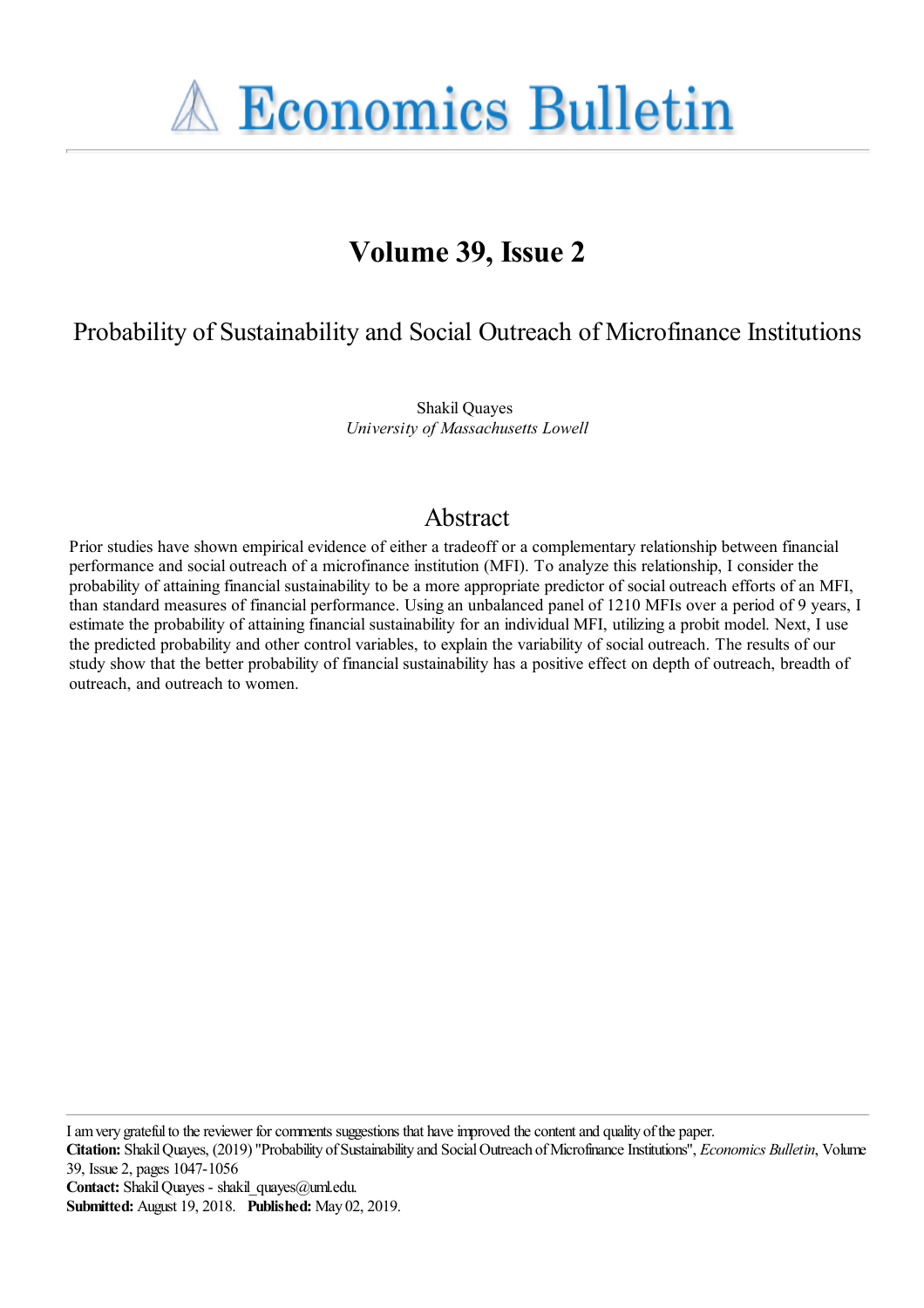# Economics Bulletin

## Volume 39, Issue 2

### Probability of Sustainability and Social Outreach of Microfinance Institutions

Shakil Quayes
*University of Massachusetts Lowell*

## Abstract

Prior studies have shown empirical evidence of either a tradeoff or a complementary relationship between financial performance and social outreach of a microfinance institution (MFI). To analyze this relationship, I consider the probability of attaining financial sustainability to be a more appropriate predictor of social outreach efforts of an MFI, than standard measures of financial performance. Using an unbalanced panel of 1210 MFIs over a period of 9 years, I estimate the probability of attaining financial sustainability for an individual MFI, utilizing a probit model. Next, I use the predicted probability and other control variables, to explain the variability of social outreach. The results of our study show that the better probability of financial sustainability has a positive effect on depth of outreach, breadth of outreach, and outreach to women.

---

I am very grateful to the reviewer for comments suggestions that have improved the content and quality of the paper.
**Citation:** Shakil Quayes, (2019) "Probability of Sustainability and Social Outreach of Microfinance Institutions", *Economics Bulletin*, Volume 39, Issue 2, pages 1047-1056
**Contact:** Shakil Quayes - shakil_quayes@uml.edu.
**Submitted:** August 19, 2018. **Published:** May 02, 2019.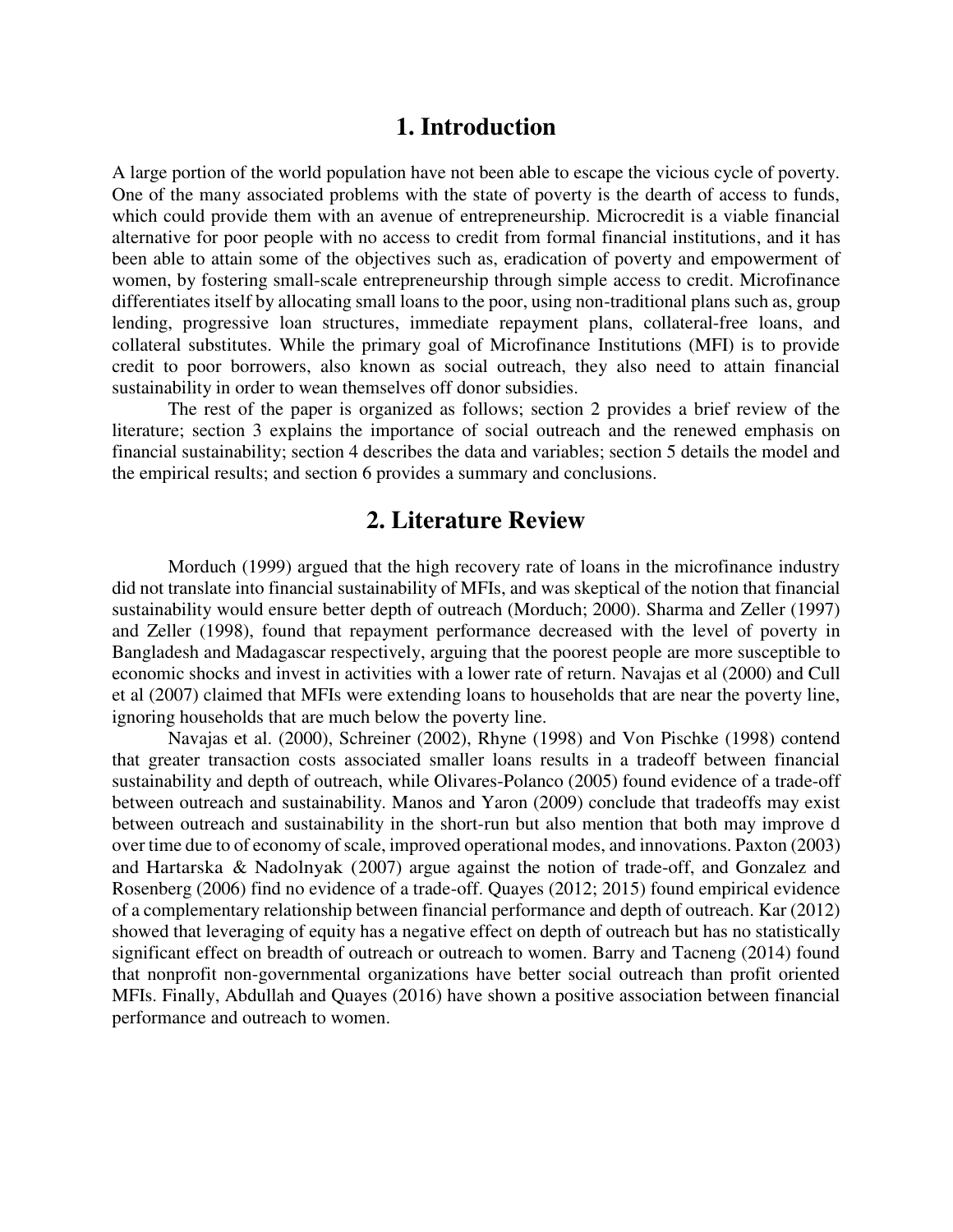# 1. Introduction

A large portion of the world population have not been able to escape the vicious cycle of poverty. One of the many associated problems with the state of poverty is the dearth of access to funds, which could provide them with an avenue of entrepreneurship. Microcredit is a viable financial alternative for poor people with no access to credit from formal financial institutions, and it has been able to attain some of the objectives such as, eradication of poverty and empowerment of women, by fostering small-scale entrepreneurship through simple access to credit. Microfinance differentiates itself by allocating small loans to the poor, using non-traditional plans such as, group lending, progressive loan structures, immediate repayment plans, collateral-free loans, and collateral substitutes. While the primary goal of Microfinance Institutions (MFI) is to provide credit to poor borrowers, also known as social outreach, they also need to attain financial sustainability in order to wean themselves off donor subsidies.

The rest of the paper is organized as follows; section 2 provides a brief review of the literature; section 3 explains the importance of social outreach and the renewed emphasis on financial sustainability; section 4 describes the data and variables; section 5 details the model and the empirical results; and section 6 provides a summary and conclusions.

# 2. Literature Review

Morduch (1999) argued that the high recovery rate of loans in the microfinance industry did not translate into financial sustainability of MFIs, and was skeptical of the notion that financial sustainability would ensure better depth of outreach (Morduch; 2000). Sharma and Zeller (1997) and Zeller (1998), found that repayment performance decreased with the level of poverty in Bangladesh and Madagascar respectively, arguing that the poorest people are more susceptible to economic shocks and invest in activities with a lower rate of return. Navajas et al (2000) and Cull et al (2007) claimed that MFIs were extending loans to households that are near the poverty line, ignoring households that are much below the poverty line.

Navajas et al. (2000), Schreiner (2002), Rhyne (1998) and Von Pischke (1998) contend that greater transaction costs associated smaller loans results in a tradeoff between financial sustainability and depth of outreach, while Olivares-Polanco (2005) found evidence of a trade-off between outreach and sustainability. Manos and Yaron (2009) conclude that tradeoffs may exist between outreach and sustainability in the short-run but also mention that both may improve d over time due to of economy of scale, improved operational modes, and innovations. Paxton (2003) and Hartarska & Nadolnyak (2007) argue against the notion of trade-off, and Gonzalez and Rosenberg (2006) find no evidence of a trade-off. Quayes (2012; 2015) found empirical evidence of a complementary relationship between financial performance and depth of outreach. Kar (2012) showed that leveraging of equity has a negative effect on depth of outreach but has no statistically significant effect on breadth of outreach or outreach to women. Barry and Tacneng (2014) found that nonprofit non-governmental organizations have better social outreach than profit oriented MFIs. Finally, Abdullah and Quayes (2016) have shown a positive association between financial performance and outreach to women.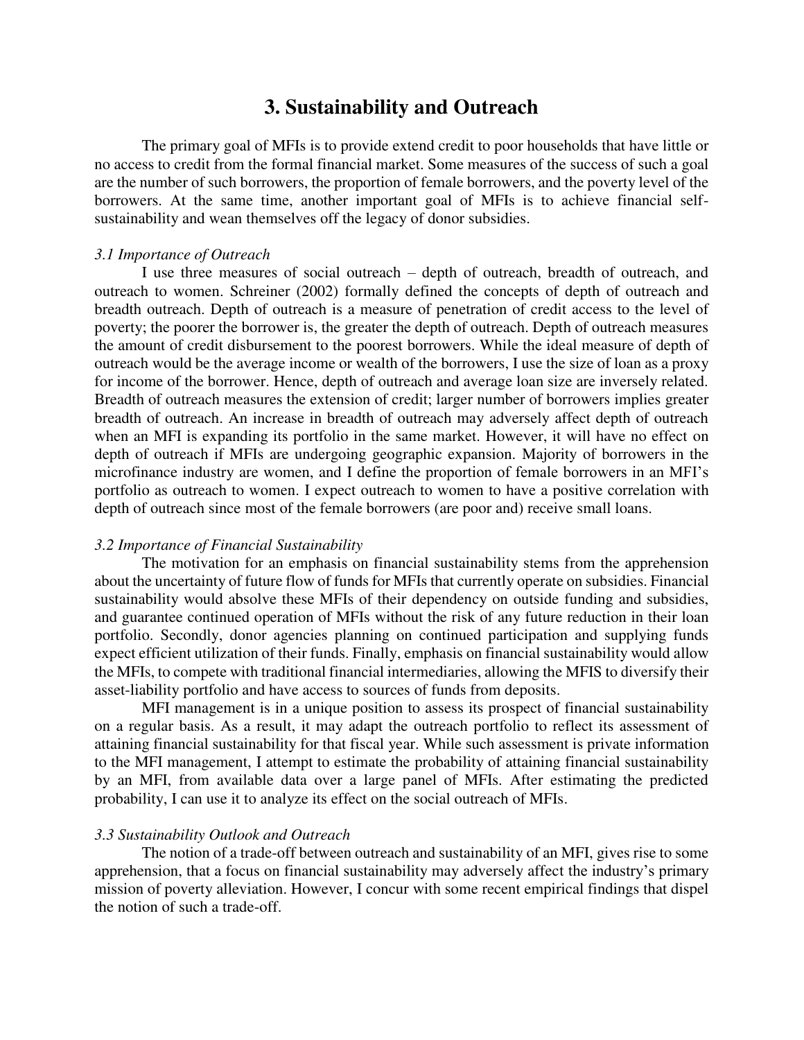## 3. Sustainability and Outreach

The primary goal of MFIs is to provide extend credit to poor households that have little or no access to credit from the formal financial market. Some measures of the success of such a goal are the number of such borrowers, the proportion of female borrowers, and the poverty level of the borrowers. At the same time, another important goal of MFIs is to achieve financial self-sustainability and wean themselves off the legacy of donor subsidies.

*3.1 Importance of Outreach*

I use three measures of social outreach – depth of outreach, breadth of outreach, and outreach to women. Schreiner (2002) formally defined the concepts of depth of outreach and breadth outreach. Depth of outreach is a measure of penetration of credit access to the level of poverty; the poorer the borrower is, the greater the depth of outreach. Depth of outreach measures the amount of credit disbursement to the poorest borrowers. While the ideal measure of depth of outreach would be the average income or wealth of the borrowers, I use the size of loan as a proxy for income of the borrower. Hence, depth of outreach and average loan size are inversely related. Breadth of outreach measures the extension of credit; larger number of borrowers implies greater breadth of outreach. An increase in breadth of outreach may adversely affect depth of outreach when an MFI is expanding its portfolio in the same market. However, it will have no effect on depth of outreach if MFIs are undergoing geographic expansion. Majority of borrowers in the microfinance industry are women, and I define the proportion of female borrowers in an MFI's portfolio as outreach to women. I expect outreach to women to have a positive correlation with depth of outreach since most of the female borrowers (are poor and) receive small loans.

*3.2 Importance of Financial Sustainability*

The motivation for an emphasis on financial sustainability stems from the apprehension about the uncertainty of future flow of funds for MFIs that currently operate on subsidies. Financial sustainability would absolve these MFIs of their dependency on outside funding and subsidies, and guarantee continued operation of MFIs without the risk of any future reduction in their loan portfolio. Secondly, donor agencies planning on continued participation and supplying funds expect efficient utilization of their funds. Finally, emphasis on financial sustainability would allow the MFIs, to compete with traditional financial intermediaries, allowing the MFIS to diversify their asset-liability portfolio and have access to sources of funds from deposits.

MFI management is in a unique position to assess its prospect of financial sustainability on a regular basis. As a result, it may adapt the outreach portfolio to reflect its assessment of attaining financial sustainability for that fiscal year. While such assessment is private information to the MFI management, I attempt to estimate the probability of attaining financial sustainability by an MFI, from available data over a large panel of MFIs. After estimating the predicted probability, I can use it to analyze its effect on the social outreach of MFIs.

*3.3 Sustainability Outlook and Outreach*

The notion of a trade-off between outreach and sustainability of an MFI, gives rise to some apprehension, that a focus on financial sustainability may adversely affect the industry's primary mission of poverty alleviation. However, I concur with some recent empirical findings that dispel the notion of such a trade-off.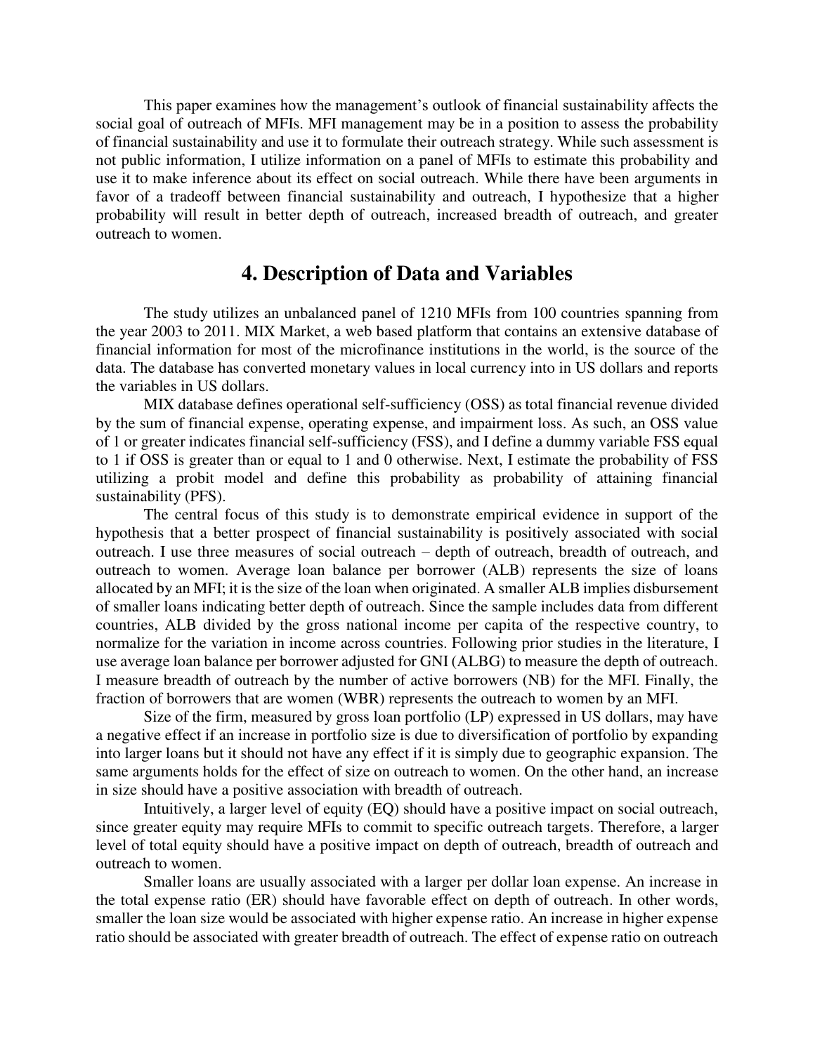This paper examines how the management's outlook of financial sustainability affects the social goal of outreach of MFIs. MFI management may be in a position to assess the probability of financial sustainability and use it to formulate their outreach strategy. While such assessment is not public information, I utilize information on a panel of MFIs to estimate this probability and use it to make inference about its effect on social outreach. While there have been arguments in favor of a tradeoff between financial sustainability and outreach, I hypothesize that a higher probability will result in better depth of outreach, increased breadth of outreach, and greater outreach to women.

## 4. Description of Data and Variables

The study utilizes an unbalanced panel of 1210 MFIs from 100 countries spanning from the year 2003 to 2011. MIX Market, a web based platform that contains an extensive database of financial information for most of the microfinance institutions in the world, is the source of the data. The database has converted monetary values in local currency into in US dollars and reports the variables in US dollars.

MIX database defines operational self-sufficiency (OSS) as total financial revenue divided by the sum of financial expense, operating expense, and impairment loss. As such, an OSS value of 1 or greater indicates financial self-sufficiency (FSS), and I define a dummy variable FSS equal to 1 if OSS is greater than or equal to 1 and 0 otherwise. Next, I estimate the probability of FSS utilizing a probit model and define this probability as probability of attaining financial sustainability (PFS).

The central focus of this study is to demonstrate empirical evidence in support of the hypothesis that a better prospect of financial sustainability is positively associated with social outreach. I use three measures of social outreach – depth of outreach, breadth of outreach, and outreach to women. Average loan balance per borrower (ALB) represents the size of loans allocated by an MFI; it is the size of the loan when originated. A smaller ALB implies disbursement of smaller loans indicating better depth of outreach. Since the sample includes data from different countries, ALB divided by the gross national income per capita of the respective country, to normalize for the variation in income across countries. Following prior studies in the literature, I use average loan balance per borrower adjusted for GNI (ALBG) to measure the depth of outreach. I measure breadth of outreach by the number of active borrowers (NB) for the MFI. Finally, the fraction of borrowers that are women (WBR) represents the outreach to women by an MFI.

Size of the firm, measured by gross loan portfolio (LP) expressed in US dollars, may have a negative effect if an increase in portfolio size is due to diversification of portfolio by expanding into larger loans but it should not have any effect if it is simply due to geographic expansion. The same arguments holds for the effect of size on outreach to women. On the other hand, an increase in size should have a positive association with breadth of outreach.

Intuitively, a larger level of equity (EQ) should have a positive impact on social outreach, since greater equity may require MFIs to commit to specific outreach targets. Therefore, a larger level of total equity should have a positive impact on depth of outreach, breadth of outreach and outreach to women.

Smaller loans are usually associated with a larger per dollar loan expense. An increase in the total expense ratio (ER) should have favorable effect on depth of outreach. In other words, smaller the loan size would be associated with higher expense ratio. An increase in higher expense ratio should be associated with greater breadth of outreach. The effect of expense ratio on outreach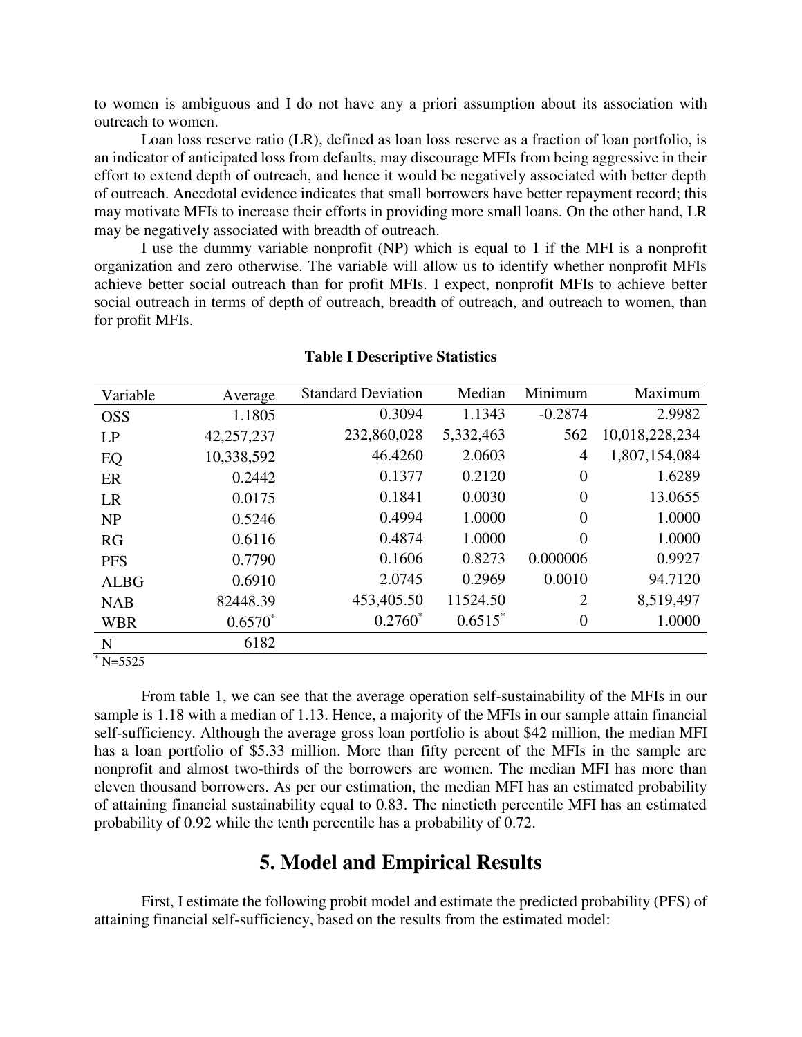to women is ambiguous and I do not have any a priori assumption about its association with outreach to women.

Loan loss reserve ratio (LR), defined as loan loss reserve as a fraction of loan portfolio, is an indicator of anticipated loss from defaults, may discourage MFIs from being aggressive in their effort to extend depth of outreach, and hence it would be negatively associated with better depth of outreach. Anecdotal evidence indicates that small borrowers have better repayment record; this may motivate MFIs to increase their efforts in providing more small loans. On the other hand, LR may be negatively associated with breadth of outreach.

I use the dummy variable nonprofit (NP) which is equal to 1 if the MFI is a nonprofit organization and zero otherwise. The variable will allow us to identify whether nonprofit MFIs achieve better social outreach than for profit MFIs. I expect, nonprofit MFIs to achieve better social outreach in terms of depth of outreach, breadth of outreach, and outreach to women, than for profit MFIs.

**Table I Descriptive Statistics**

| Variable | Average | Standard Deviation | Median | Minimum | Maximum |
|---|---|---|---|---|---|
| OSS | 1.1805 | 0.3094 | 1.1343 | -0.2874 | 2.9982 |
| LP | 42,257,237 | 232,860,028 | 5,332,463 | 562 | 10,018,228,234 |
| EQ | 10,338,592 | 46.4260 | 2.0603 | 4 | 1,807,154,084 |
| ER | 0.2442 | 0.1377 | 0.2120 | 0 | 1.6289 |
| LR | 0.0175 | 0.1841 | 0.0030 | 0 | 13.0655 |
| NP | 0.5246 | 0.4994 | 1.0000 | 0 | 1.0000 |
| RG | 0.6116 | 0.4874 | 1.0000 | 0 | 1.0000 |
| PFS | 0.7790 | 0.1606 | 0.8273 | 0.000006 | 0.9927 |
| ALBG | 0.6910 | 2.0745 | 0.2969 | 0.0010 | 94.7120 |
| NAB | 82448.39 | 453,405.50 | 11524.50 | 2 | 8,519,497 |
| WBR | 0.6570* | 0.2760* | 0.6515* | 0 | 1.0000 |
| N | 6182 | | | | |

* N=5525

From table 1, we can see that the average operation self-sustainability of the MFIs in our sample is 1.18 with a median of 1.13. Hence, a majority of the MFIs in our sample attain financial self-sufficiency. Although the average gross loan portfolio is about $42 million, the median MFI has a loan portfolio of $5.33 million. More than fifty percent of the MFIs in the sample are nonprofit and almost two-thirds of the borrowers are women. The median MFI has more than eleven thousand borrowers. As per our estimation, the median MFI has an estimated probability of attaining financial sustainability equal to 0.83. The ninetieth percentile MFI has an estimated probability of 0.92 while the tenth percentile has a probability of 0.72.

# 5. Model and Empirical Results

First, I estimate the following probit model and estimate the predicted probability (PFS) of attaining financial self-sufficiency, based on the results from the estimated model: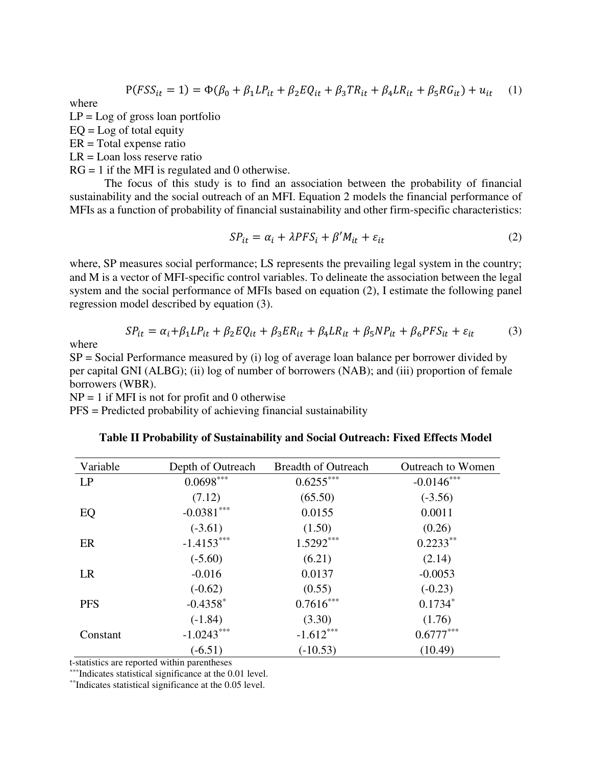$$P(FSS_{it} = 1) = \Phi(\beta_0 + \beta_1 LP_{it} + \beta_2 EQ_{it} + \beta_3 TR_{it} + \beta_4 LR_{it} + \beta_5 RG_{it}) + u_{it} \quad (1)$$

where

LP = Log of gross loan portfolio

EQ = Log of total equity

ER = Total expense ratio

LR = Loan loss reserve ratio

RG = 1 if the MFI is regulated and 0 otherwise.

The focus of this study is to find an association between the probability of financial sustainability and the social outreach of an MFI. Equation 2 models the financial performance of MFIs as a function of probability of financial sustainability and other firm-specific characteristics:

$$SP_{it} = \alpha_i + \lambda PFS_i + \beta' M_{it} + \varepsilon_{it} \quad (2)$$

where, SP measures social performance; LS represents the prevailing legal system in the country; and M is a vector of MFI-specific control variables. To delineate the association between the legal system and the social performance of MFIs based on equation (2), I estimate the following panel regression model described by equation (3).

$$SP_{it} = \alpha_i + \beta_1 LP_{it} + \beta_2 EQ_{it} + \beta_3 ER_{it} + \beta_4 LR_{it} + \beta_5 NP_{it} + \beta_6 PFS_{it} + \varepsilon_{it} \quad (3)$$

where

SP = Social Performance measured by (i) log of average loan balance per borrower divided by per capital GNI (ALBG); (ii) log of number of borrowers (NAB); and (iii) proportion of female borrowers (WBR).

NP = 1 if MFI is not for profit and 0 otherwise

PFS = Predicted probability of achieving financial sustainability

**Table II Probability of Sustainability and Social Outreach: Fixed Effects Model**

| Variable | Depth of Outreach | Breadth of Outreach | Outreach to Women |
|---|---|---|---|
| LP | 0.0698*** | 0.6255*** | -0.0146*** |
| | (7.12) | (65.50) | (-3.56) |
| EQ | -0.0381*** | 0.0155 | 0.0011 |
| | (-3.61) | (1.50) | (0.26) |
| ER | -1.4153*** | 1.5292*** | 0.2233** |
| | (-5.60) | (6.21) | (2.14) |
| LR | -0.016 | 0.0137 | -0.0053 |
| | (-0.62) | (0.55) | (-0.23) |
| PFS | -0.4358* | 0.7616*** | 0.1734* |
| | (-1.84) | (3.30) | (1.76) |
| Constant | -1.0243*** | -1.612*** | 0.6777*** |
| | (-6.51) | (-10.53) | (10.49) |

t-statistics are reported within parentheses

***Indicates statistical significance at the 0.01 level.

**Indicates statistical significance at the 0.05 level.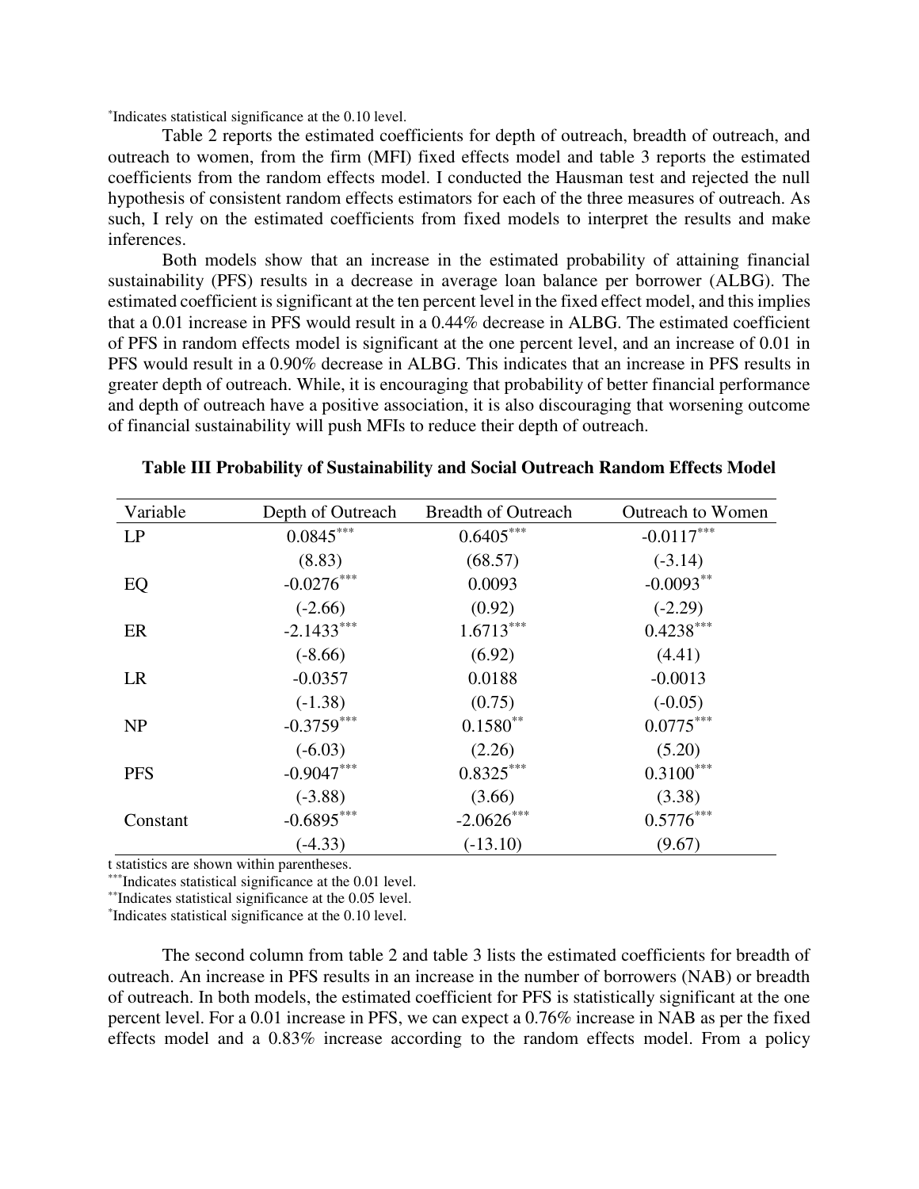*Indicates statistical significance at the 0.10 level.

Table 2 reports the estimated coefficients for depth of outreach, breadth of outreach, and outreach to women, from the firm (MFI) fixed effects model and table 3 reports the estimated coefficients from the random effects model. I conducted the Hausman test and rejected the null hypothesis of consistent random effects estimators for each of the three measures of outreach. As such, I rely on the estimated coefficients from fixed models to interpret the results and make inferences.

Both models show that an increase in the estimated probability of attaining financial sustainability (PFS) results in a decrease in average loan balance per borrower (ALBG). The estimated coefficient is significant at the ten percent level in the fixed effect model, and this implies that a 0.01 increase in PFS would result in a 0.44% decrease in ALBG. The estimated coefficient of PFS in random effects model is significant at the one percent level, and an increase of 0.01 in PFS would result in a 0.90% decrease in ALBG. This indicates that an increase in PFS results in greater depth of outreach. While, it is encouraging that probability of better financial performance and depth of outreach have a positive association, it is also discouraging that worsening outcome of financial sustainability will push MFIs to reduce their depth of outreach.

**Table III Probability of Sustainability and Social Outreach Random Effects Model**

| Variable | Depth of Outreach | Breadth of Outreach | Outreach to Women |
|---|---|---|---|
| LP | 0.0845*** | 0.6405*** | -0.0117*** |
| | (8.83) | (68.57) | (-3.14) |
| EQ | -0.0276*** | 0.0093 | -0.0093** |
| | (-2.66) | (0.92) | (-2.29) |
| ER | -2.1433*** | 1.6713*** | 0.4238*** |
| | (-8.66) | (6.92) | (4.41) |
| LR | -0.0357 | 0.0188 | -0.0013 |
| | (-1.38) | (0.75) | (-0.05) |
| NP | -0.3759*** | 0.1580** | 0.0775*** |
| | (-6.03) | (2.26) | (5.20) |
| PFS | -0.9047*** | 0.8325*** | 0.3100*** |
| | (-3.88) | (3.66) | (3.38) |
| Constant | -0.6895*** | -2.0626*** | 0.5776*** |
| | (-4.33) | (-13.10) | (9.67) |

t statistics are shown within parentheses.
***Indicates statistical significance at the 0.01 level.
**Indicates statistical significance at the 0.05 level.
*Indicates statistical significance at the 0.10 level.

The second column from table 2 and table 3 lists the estimated coefficients for breadth of outreach. An increase in PFS results in an increase in the number of borrowers (NAB) or breadth of outreach. In both models, the estimated coefficient for PFS is statistically significant at the one percent level. For a 0.01 increase in PFS, we can expect a 0.76% increase in NAB as per the fixed effects model and a 0.83% increase according to the random effects model. From a policy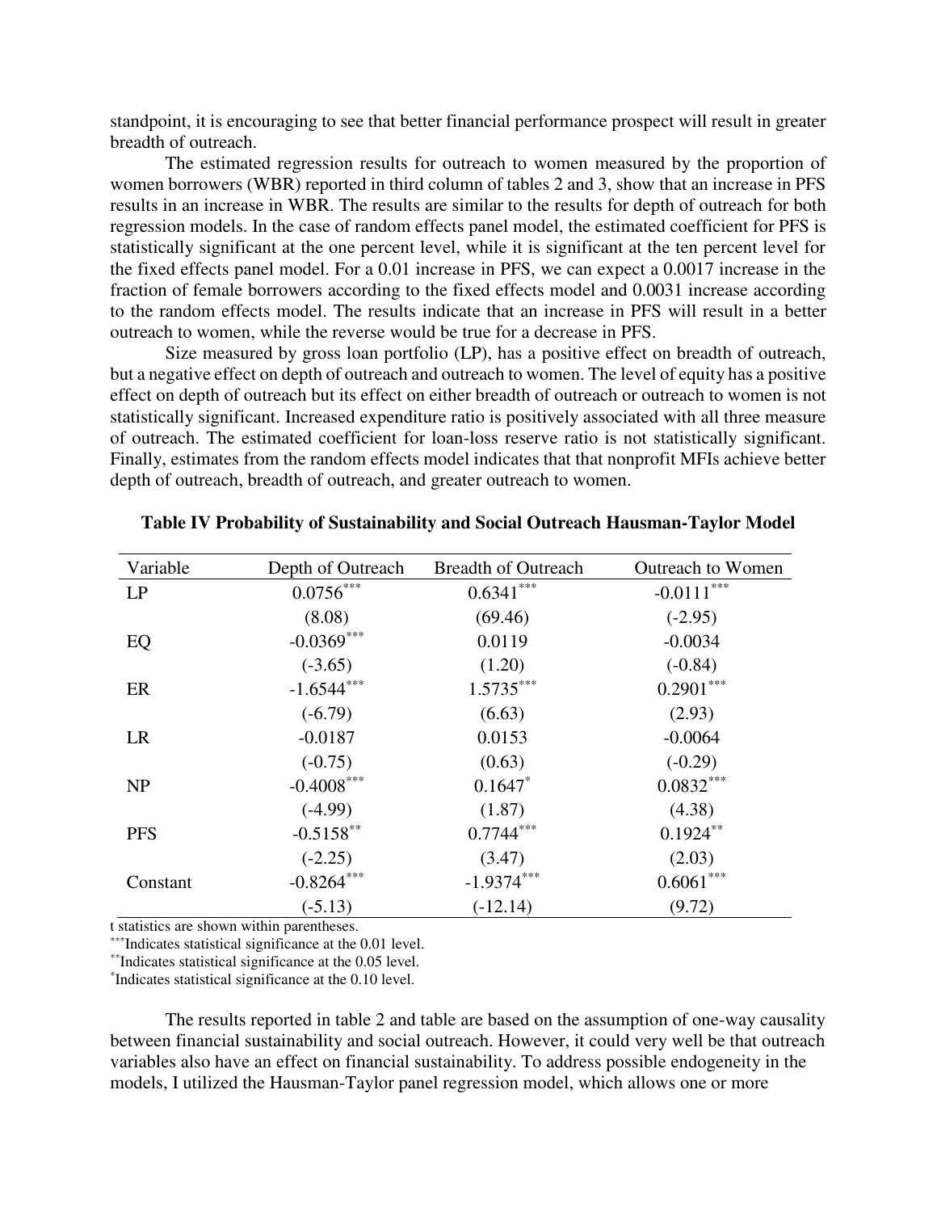standpoint, it is encouraging to see that better financial performance prospect will result in greater breadth of outreach.

The estimated regression results for outreach to women measured by the proportion of women borrowers (WBR) reported in third column of tables 2 and 3, show that an increase in PFS results in an increase in WBR. The results are similar to the results for depth of outreach for both regression models. In the case of random effects panel model, the estimated coefficient for PFS is statistically significant at the one percent level, while it is significant at the ten percent level for the fixed effects panel model. For a 0.01 increase in PFS, we can expect a 0.0017 increase in the fraction of female borrowers according to the fixed effects model and 0.0031 increase according to the random effects model. The results indicate that an increase in PFS will result in a better outreach to women, while the reverse would be true for a decrease in PFS.

Size measured by gross loan portfolio (LP), has a positive effect on breadth of outreach, but a negative effect on depth of outreach and outreach to women. The level of equity has a positive effect on depth of outreach but its effect on either breadth of outreach or outreach to women is not statistically significant. Increased expenditure ratio is positively associated with all three measure of outreach. The estimated coefficient for loan-loss reserve ratio is not statistically significant. Finally, estimates from the random effects model indicates that that nonprofit MFIs achieve better depth of outreach, breadth of outreach, and greater outreach to women.

**Table IV Probability of Sustainability and Social Outreach Hausman-Taylor Model**

| Variable | Depth of Outreach | Breadth of Outreach | Outreach to Women |
|---|---|---|---|
| LP | 0.0756*** | 0.6341*** | -0.0111*** |
| | (8.08) | (69.46) | (-2.95) |
| EQ | -0.0369*** | 0.0119 | -0.0034 |
| | (-3.65) | (1.20) | (-0.84) |
| ER | -1.6544*** | 1.5735*** | 0.2901*** |
| | (-6.79) | (6.63) | (2.93) |
| LR | -0.0187 | 0.0153 | -0.0064 |
| | (-0.75) | (0.63) | (-0.29) |
| NP | -0.4008*** | 0.1647* | 0.0832*** |
| | (-4.99) | (1.87) | (4.38) |
| PFS | -0.5158** | 0.7744*** | 0.1924** |
| | (-2.25) | (3.47) | (2.03) |
| Constant | -0.8264*** | -1.9374*** | 0.6061*** |
| | (-5.13) | (-12.14) | (9.72) |

t statistics are shown within parentheses.
***Indicates statistical significance at the 0.01 level.
**Indicates statistical significance at the 0.05 level.
*Indicates statistical significance at the 0.10 level.

The results reported in table 2 and table are based on the assumption of one-way causality between financial sustainability and social outreach. However, it could very well be that outreach variables also have an effect on financial sustainability. To address possible endogeneity in the models, I utilized the Hausman-Taylor panel regression model, which allows one or more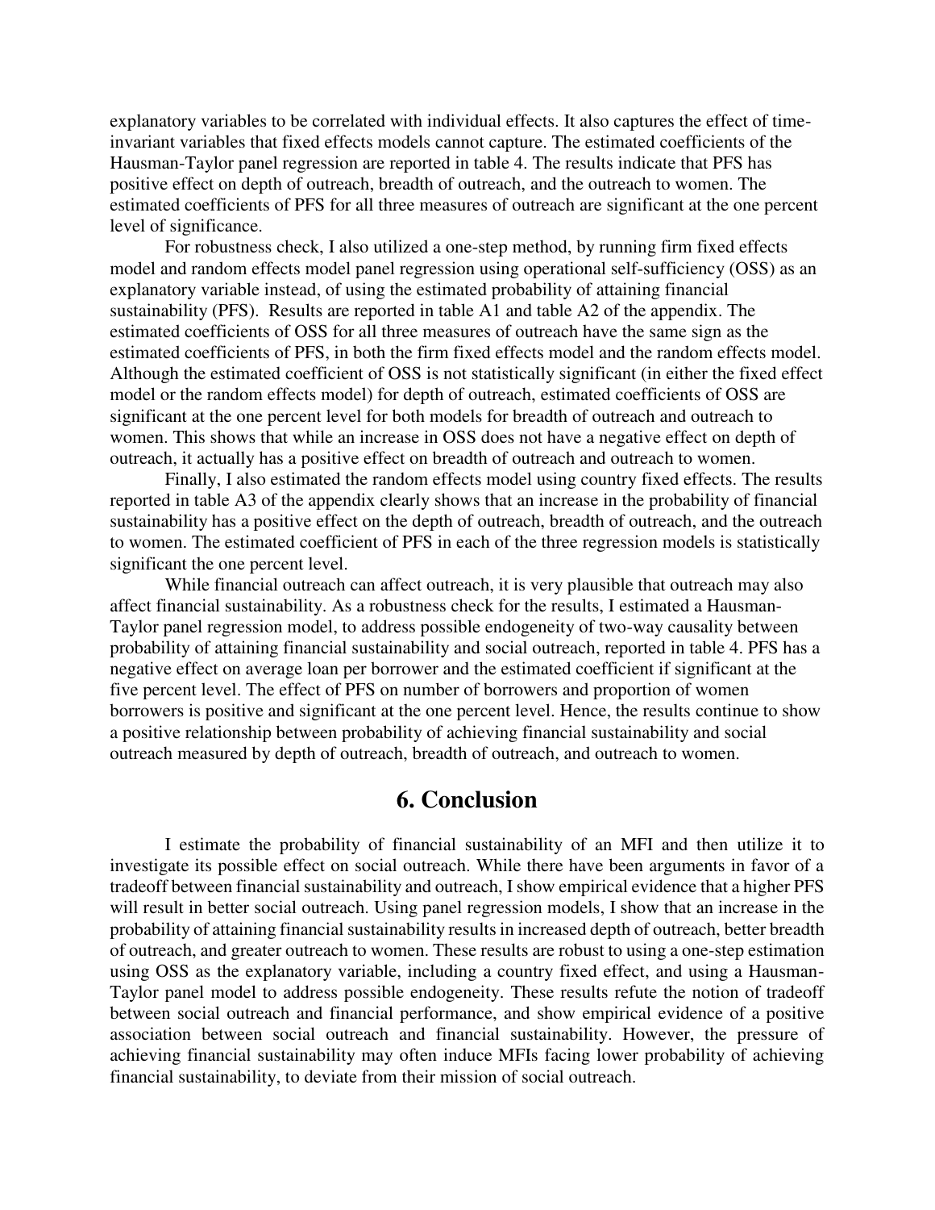explanatory variables to be correlated with individual effects. It also captures the effect of time-invariant variables that fixed effects models cannot capture. The estimated coefficients of the Hausman-Taylor panel regression are reported in table 4. The results indicate that PFS has positive effect on depth of outreach, breadth of outreach, and the outreach to women. The estimated coefficients of PFS for all three measures of outreach are significant at the one percent level of significance.

For robustness check, I also utilized a one-step method, by running firm fixed effects model and random effects model panel regression using operational self-sufficiency (OSS) as an explanatory variable instead, of using the estimated probability of attaining financial sustainability (PFS). Results are reported in table A1 and table A2 of the appendix. The estimated coefficients of OSS for all three measures of outreach have the same sign as the estimated coefficients of PFS, in both the firm fixed effects model and the random effects model. Although the estimated coefficient of OSS is not statistically significant (in either the fixed effect model or the random effects model) for depth of outreach, estimated coefficients of OSS are significant at the one percent level for both models for breadth of outreach and outreach to women. This shows that while an increase in OSS does not have a negative effect on depth of outreach, it actually has a positive effect on breadth of outreach and outreach to women.

Finally, I also estimated the random effects model using country fixed effects. The results reported in table A3 of the appendix clearly shows that an increase in the probability of financial sustainability has a positive effect on the depth of outreach, breadth of outreach, and the outreach to women. The estimated coefficient of PFS in each of the three regression models is statistically significant the one percent level.

While financial outreach can affect outreach, it is very plausible that outreach may also affect financial sustainability. As a robustness check for the results, I estimated a Hausman-Taylor panel regression model, to address possible endogeneity of two-way causality between probability of attaining financial sustainability and social outreach, reported in table 4. PFS has a negative effect on average loan per borrower and the estimated coefficient if significant at the five percent level. The effect of PFS on number of borrowers and proportion of women borrowers is positive and significant at the one percent level. Hence, the results continue to show a positive relationship between probability of achieving financial sustainability and social outreach measured by depth of outreach, breadth of outreach, and outreach to women.

# 6. Conclusion

I estimate the probability of financial sustainability of an MFI and then utilize it to investigate its possible effect on social outreach. While there have been arguments in favor of a tradeoff between financial sustainability and outreach, I show empirical evidence that a higher PFS will result in better social outreach. Using panel regression models, I show that an increase in the probability of attaining financial sustainability results in increased depth of outreach, better breadth of outreach, and greater outreach to women. These results are robust to using a one-step estimation using OSS as the explanatory variable, including a country fixed effect, and using a Hausman-Taylor panel model to address possible endogeneity. These results refute the notion of tradeoff between social outreach and financial performance, and show empirical evidence of a positive association between social outreach and financial sustainability. However, the pressure of achieving financial sustainability may often induce MFIs facing lower probability of achieving financial sustainability, to deviate from their mission of social outreach.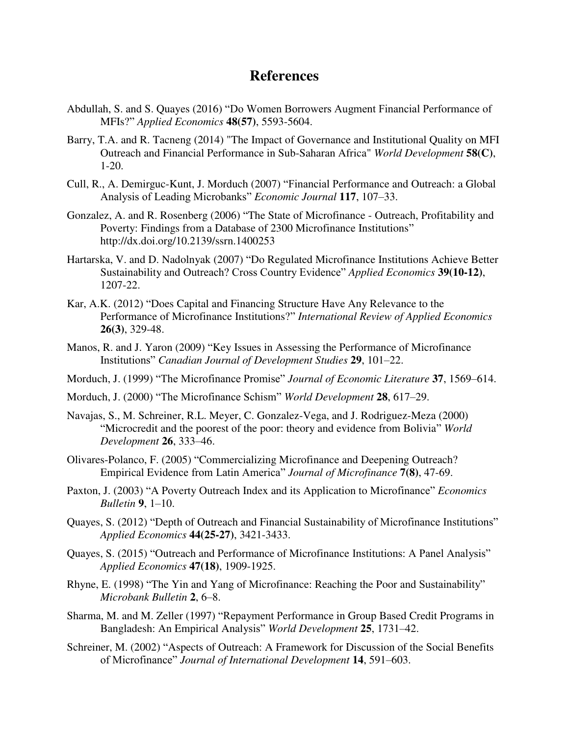# References

Abdullah, S. and S. Quayes (2016) "Do Women Borrowers Augment Financial Performance of MFIs?" *Applied Economics* **48(57)**, 5593-5604.

Barry, T.A. and R. Tacneng (2014) "The Impact of Governance and Institutional Quality on MFI Outreach and Financial Performance in Sub-Saharan Africa" *World Development* **58(C)**, 1-20.

Cull, R., A. Demirguc-Kunt, J. Morduch (2007) "Financial Performance and Outreach: a Global Analysis of Leading Microbanks" *Economic Journal* **117**, 107–33.

Gonzalez, A. and R. Rosenberg (2006) "The State of Microfinance - Outreach, Profitability and Poverty: Findings from a Database of 2300 Microfinance Institutions" http://dx.doi.org/10.2139/ssrn.1400253

Hartarska, V. and D. Nadolnyak (2007) "Do Regulated Microfinance Institutions Achieve Better Sustainability and Outreach? Cross Country Evidence" *Applied Economics* **39(10-12)**, 1207-22.

Kar, A.K. (2012) "Does Capital and Financing Structure Have Any Relevance to the Performance of Microfinance Institutions?" *International Review of Applied Economics* **26(3)**, 329-48.

Manos, R. and J. Yaron (2009) "Key Issues in Assessing the Performance of Microfinance Institutions" *Canadian Journal of Development Studies* **29**, 101–22.

Morduch, J. (1999) "The Microfinance Promise" *Journal of Economic Literature* **37**, 1569–614.

Morduch, J. (2000) "The Microfinance Schism" *World Development* **28**, 617–29.

Navajas, S., M. Schreiner, R.L. Meyer, C. Gonzalez-Vega, and J. Rodriguez-Meza (2000) "Microcredit and the poorest of the poor: theory and evidence from Bolivia" *World Development* **26**, 333–46.

Olivares-Polanco, F. (2005) "Commercializing Microfinance and Deepening Outreach? Empirical Evidence from Latin America" *Journal of Microfinance* **7(8)**, 47-69.

Paxton, J. (2003) "A Poverty Outreach Index and its Application to Microfinance" *Economics Bulletin* **9**, 1–10.

Quayes, S. (2012) "Depth of Outreach and Financial Sustainability of Microfinance Institutions" *Applied Economics* **44(25-27)**, 3421-3433.

Quayes, S. (2015) "Outreach and Performance of Microfinance Institutions: A Panel Analysis" *Applied Economics* **47(18)**, 1909-1925.

Rhyne, E. (1998) "The Yin and Yang of Microfinance: Reaching the Poor and Sustainability" *Microbank Bulletin* **2**, 6–8.

Sharma, M. and M. Zeller (1997) "Repayment Performance in Group Based Credit Programs in Bangladesh: An Empirical Analysis" *World Development* **25**, 1731–42.

Schreiner, M. (2002) "Aspects of Outreach: A Framework for Discussion of the Social Benefits of Microfinance" *Journal of International Development* **14**, 591–603.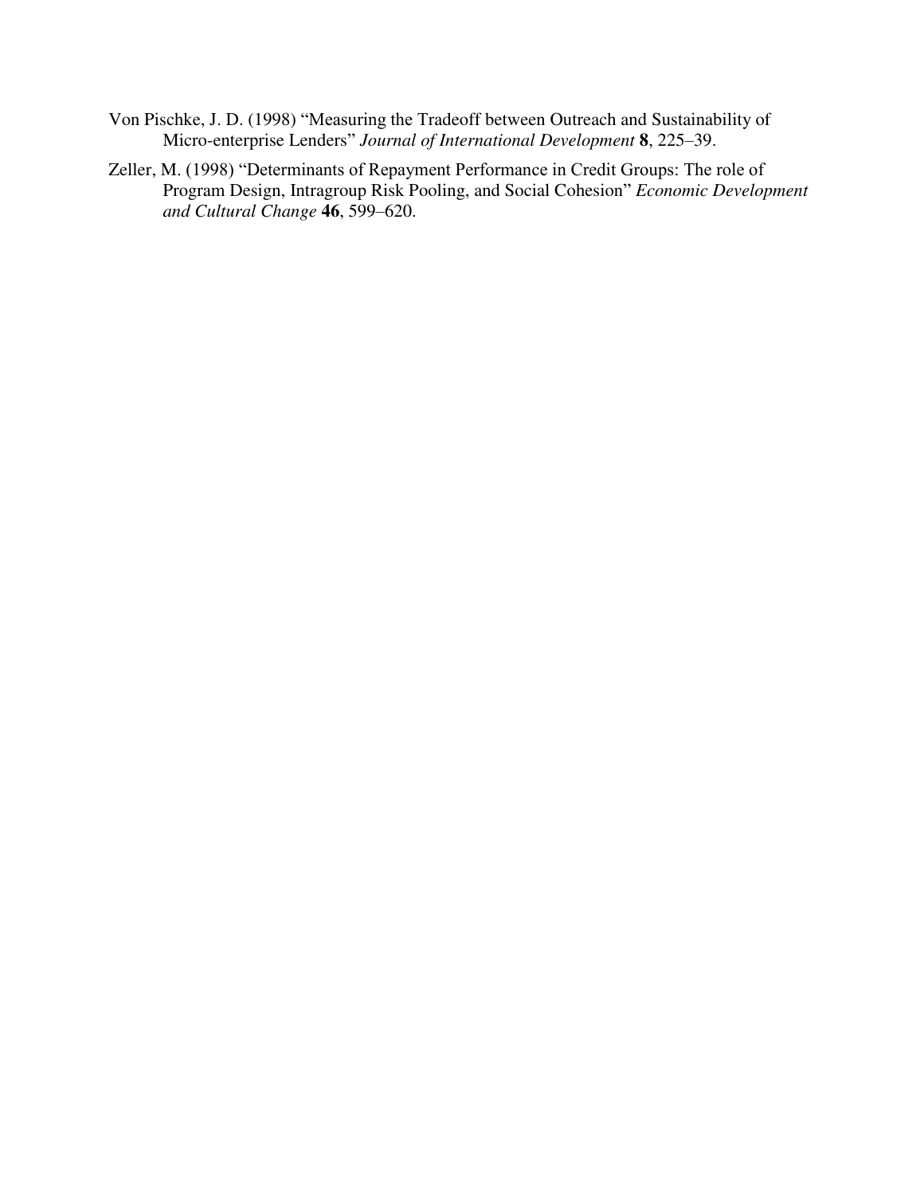Von Pischke, J. D. (1998) "Measuring the Tradeoff between Outreach and Sustainability of Micro-enterprise Lenders" *Journal of International Development* **8**, 225–39.

Zeller, M. (1998) "Determinants of Repayment Performance in Credit Groups: The role of Program Design, Intragroup Risk Pooling, and Social Cohesion" *Economic Development and Cultural Change* **46**, 599–620.